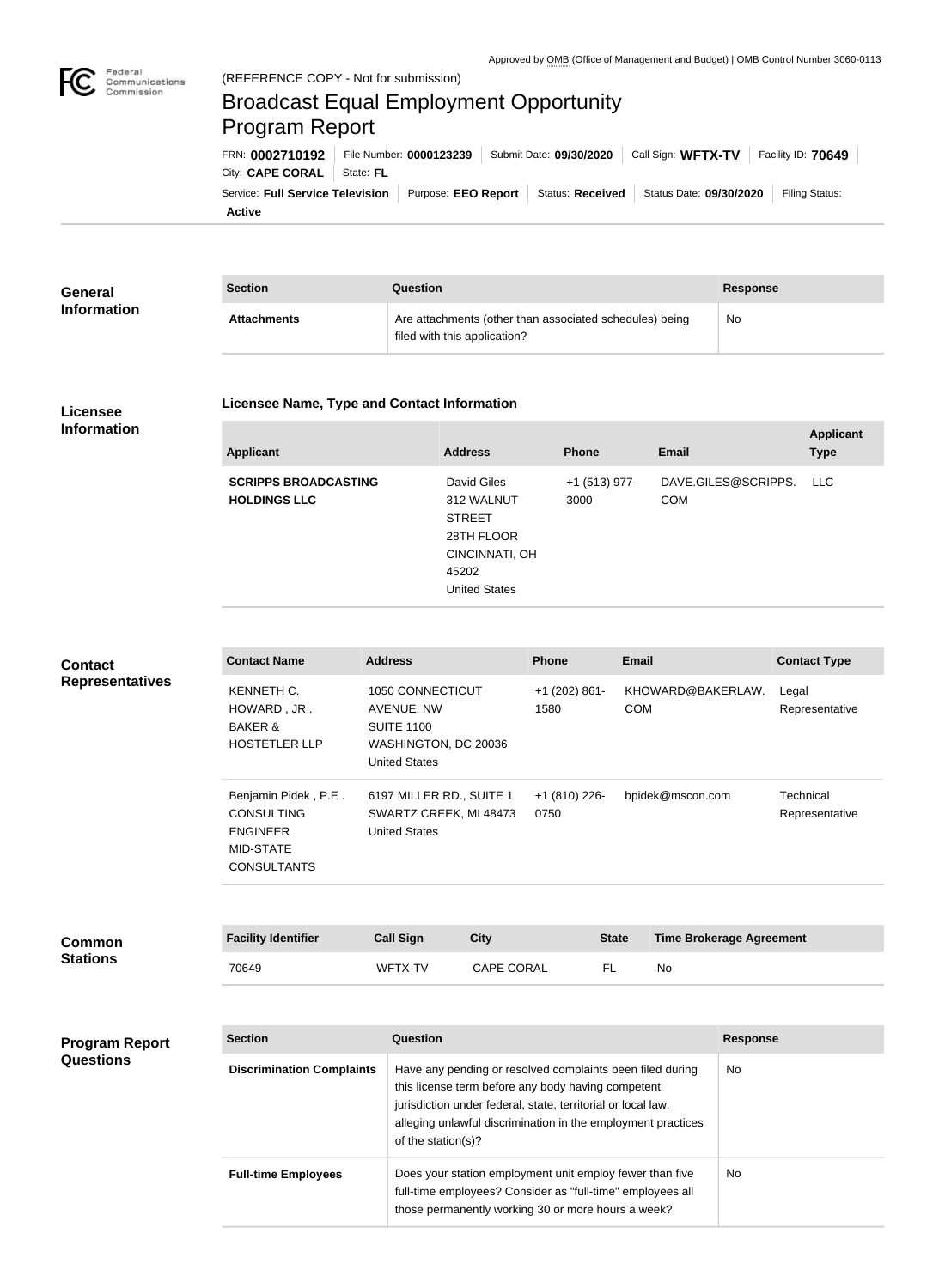Approved by OMB (Office of Management and Budget) | OMB Control Number 3060-0113

(REFERENCE COPY - Not for submission)

# Broadcast Equal Employment Opportunity Program Report

FRN: **0002710192** | File Number: **0000123239** | Submit Date: **09/30/2020** | Call Sign: **WFTX-TV** | Facility ID: **70649** | City: **CAPE CORAL** | State: **FL**

Service: **Full Service Television** | Purpose: **EEO Report** | Status: **Received** | Status Date: **09/30/2020** | Filing Status: **Active**

## General Information

| Section | Question | Response |
| --- | --- | --- |
| **Attachments** | Are attachments (other than associated schedules) being filed with this application? | No |

## Licensee Information

### Licensee Name, Type and Contact Information

| Applicant | Address | Phone | Email | Applicant Type |
| --- | --- | --- | --- | --- |
| **SCRIPPS BROADCASTING HOLDINGS LLC** | David Giles<br>312 WALNUT STREET<br>28TH FLOOR<br>CINCINNATI, OH 45202<br>United States | +1 (513) 977-3000 | DAVE.GILES@SCRIPPS.COM | LLC |

## Contact Representatives

| Contact Name | Address | Phone | Email | Contact Type |
| --- | --- | --- | --- | --- |
| KENNETH C. HOWARD , JR .<br>BAKER & HOSTETLER LLP | 1050 CONNECTICUT AVENUE, NW<br>SUITE 1100<br>WASHINGTON, DC 20036<br>United States | +1 (202) 861-1580 | KHOWARD@BAKERLAW.COM | Legal Representative |
| Benjamin Pidek , P.E .<br>CONSULTING ENGINEER<br>MID-STATE CONSULTANTS | 6197 MILLER RD., SUITE 1<br>SWARTZ CREEK, MI 48473<br>United States | +1 (810) 226-0750 | bpidek@mscon.com | Technical Representative |

## Common Stations

| Facility Identifier | Call Sign | City | State | Time Brokerage Agreement |
| --- | --- | --- | --- | --- |
| 70649 | WFTX-TV | CAPE CORAL | FL | No |

## Program Report Questions

| Section | Question | Response |
| --- | --- | --- |
| **Discrimination Complaints** | Have any pending or resolved complaints been filed during this license term before any body having competent jurisdiction under federal, state, territorial or local law, alleging unlawful discrimination in the employment practices of the station(s)? | No |
| **Full-time Employees** | Does your station employment unit employ fewer than five full-time employees? Consider as "full-time" employees all those permanently working 30 or more hours a week? | No |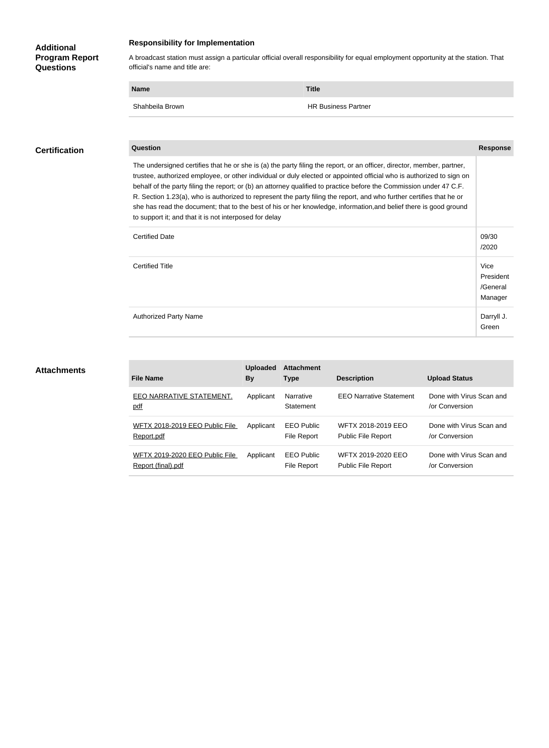## Additional Program Report Questions

### Responsibility for Implementation

A broadcast station must assign a particular official overall responsibility for equal employment opportunity at the station. That official's name and title are:

| Name | Title |
|---|---|
| Shahbeila Brown | HR Business Partner |

## Certification

| Question | Response |
|---|---|
| The undersigned certifies that he or she is (a) the party filing the report, or an officer, director, member, partner, trustee, authorized employee, or other individual or duly elected or appointed official who is authorized to sign on behalf of the party filing the report; or (b) an attorney qualified to practice before the Commission under 47 C.F. R. Section 1.23(a), who is authorized to represent the party filing the report, and who further certifies that he or she has read the document; that to the best of his or her knowledge, information,and belief there is good ground to support it; and that it is not interposed for delay | |
| Certified Date | 09/30/2020 |
| Certified Title | Vice President/General Manager |
| Authorized Party Name | Darryll J. Green |

## Attachments

| File Name | Uploaded By | Attachment Type | Description | Upload Status |
|---|---|---|---|---|
| EEO NARRATIVE STATEMENT.pdf | Applicant | Narrative Statement | EEO Narrative Statement | Done with Virus Scan and/or Conversion |
| WFTX 2018-2019 EEO Public File Report.pdf | Applicant | EEO Public File Report | WFTX 2018-2019 EEO Public File Report | Done with Virus Scan and/or Conversion |
| WFTX 2019-2020 EEO Public File Report (final).pdf | Applicant | EEO Public File Report | WFTX 2019-2020 EEO Public File Report | Done with Virus Scan and/or Conversion |